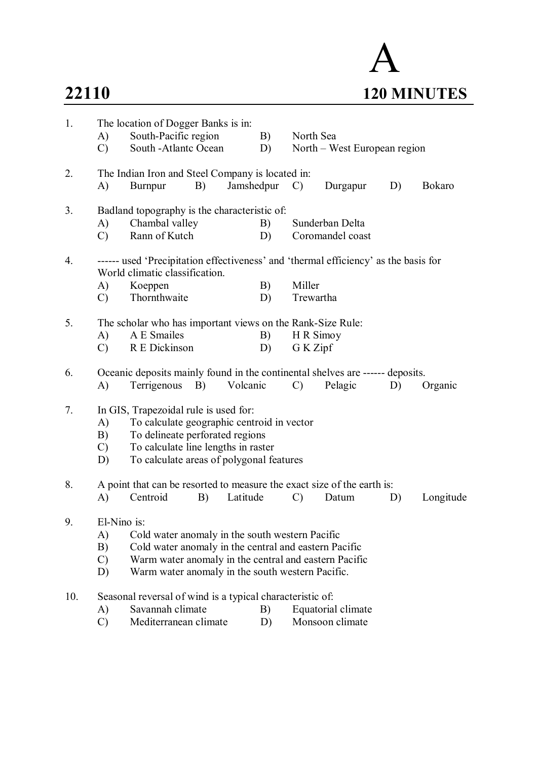# A

**22110** **120 MINUTES**

1. The location of Dogger Banks is in:
   - A) South-Pacific region
   - B) North Sea
   - C) South -Atlantc Ocean
   - D) North – West European region

2. The Indian Iron and Steel Company is located in:
   - A) Burnpur
   - B) Jamshedpur
   - C) Durgapur
   - D) Bokaro

3. Badland topography is the characteristic of:
   - A) Chambal valley
   - B) Sunderban Delta
   - C) Rann of Kutch
   - D) Coromandel coast

4. ------ used 'Precipitation effectiveness' and 'thermal efficiency' as the basis for World climatic classification.
   - A) Koeppen
   - B) Miller
   - C) Thornthwaite
   - D) Trewartha

5. The scholar who has important views on the Rank-Size Rule:
   - A) A E Smailes
   - B) H R Simoy
   - C) R E Dickinson
   - D) G K Zipf

6. Oceanic deposits mainly found in the continental shelves are ------ deposits.
   - A) Terrigenous
   - B) Volcanic
   - C) Pelagic
   - D) Organic

7. In GIS, Trapezoidal rule is used for:
   - A) To calculate geographic centroid in vector
   - B) To delineate perforated regions
   - C) To calculate line lengths in raster
   - D) To calculate areas of polygonal features

8. A point that can be resorted to measure the exact size of the earth is:
   - A) Centroid
   - B) Latitude
   - C) Datum
   - D) Longitude

9. El-Nino is:
   - A) Cold water anomaly in the south western Pacific
   - B) Cold water anomaly in the central and eastern Pacific
   - C) Warm water anomaly in the central and eastern Pacific
   - D) Warm water anomaly in the south western Pacific.

10. Seasonal reversal of wind is a typical characteristic of:
    - A) Savannah climate
    - B) Equatorial climate
    - C) Mediterranean climate
    - D) Monsoon climate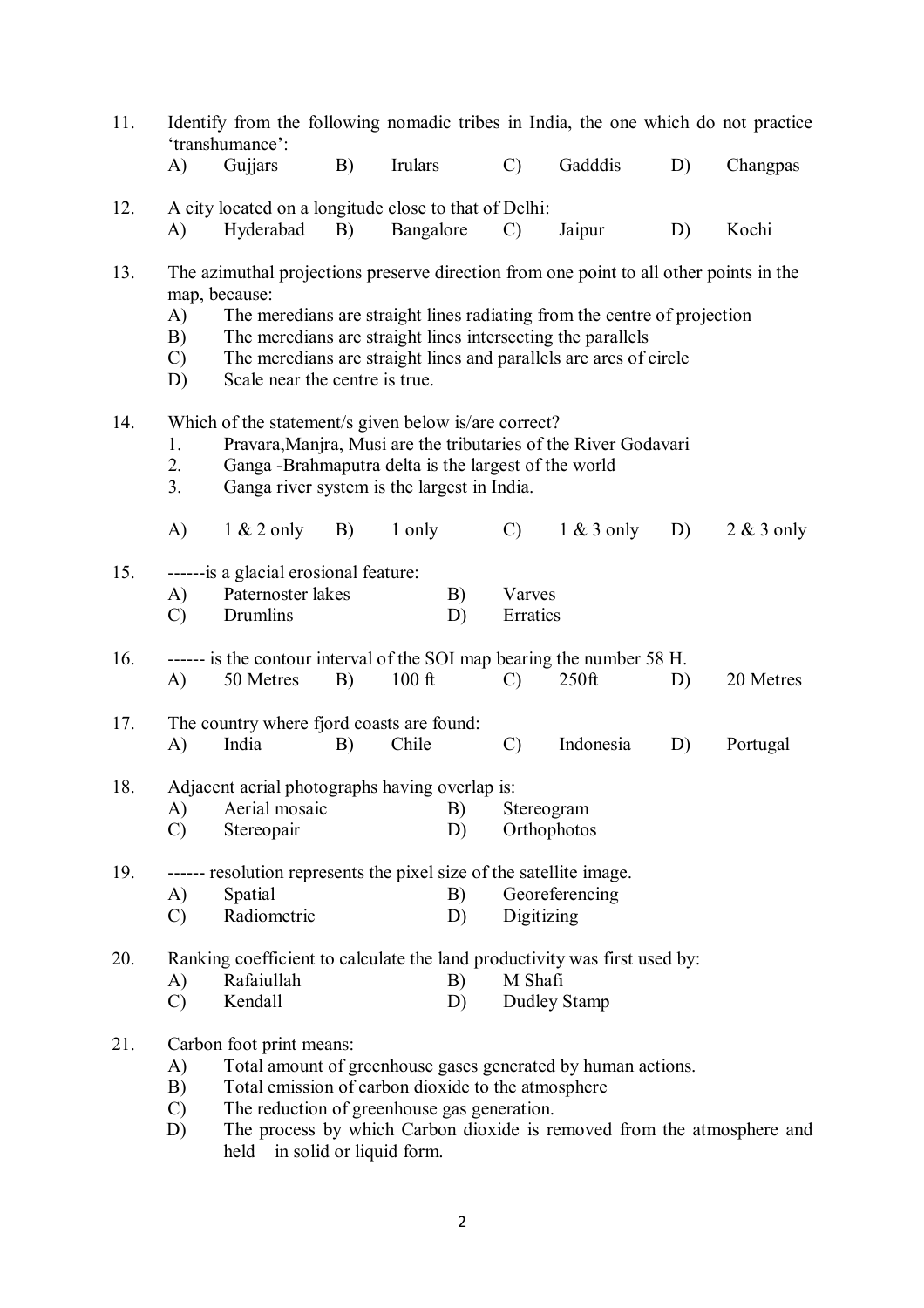11. Identify from the following nomadic tribes in India, the one which do not practice 'transhumance':

    A) Gujjars  B) Irulars  C) Gadddis  D) Changpas

12. A city located on a longitude close to that of Delhi:

    A) Hyderabad  B) Bangalore  C) Jaipur  D) Kochi

13. The azimuthal projections preserve direction from one point to all other points in the map, because:

    A) The meredians are straight lines radiating from the centre of projection
    B) The meredians are straight lines intersecting the parallels
    C) The meredians are straight lines and parallels are arcs of circle
    D) Scale near the centre is true.

14. Which of the statement/s given below is/are correct?

    1. Pravara,Manjra, Musi are the tributaries of the River Godavari
    2. Ganga -Brahmaputra delta is the largest of the world
    3. Ganga river system is the largest in India.

    A) 1 & 2 only  B) 1 only  C) 1 & 3 only  D) 2 & 3 only

15. ------is a glacial erosional feature:

    A) Paternoster lakes  B) Varves
    C) Drumlins  D) Erratics

16. ------ is the contour interval of the SOI map bearing the number 58 H.

    A) 50 Metres  B) 100 ft  C) 250ft  D) 20 Metres

17. The country where fjord coasts are found:

    A) India  B) Chile  C) Indonesia  D) Portugal

18. Adjacent aerial photographs having overlap is:

    A) Aerial mosaic  B) Stereogram
    C) Stereopair  D) Orthophotos

19. ------ resolution represents the pixel size of the satellite image.

    A) Spatial  B) Georeferencing
    C) Radiometric  D) Digitizing

20. Ranking coefficient to calculate the land productivity was first used by:

    A) Rafaiullah  B) M Shafi
    C) Kendall  D) Dudley Stamp

21. Carbon foot print means:

    A) Total amount of greenhouse gases generated by human actions.
    B) Total emission of carbon dioxide to the atmosphere
    C) The reduction of greenhouse gas generation.
    D) The process by which Carbon dioxide is removed from the atmosphere and held in solid or liquid form.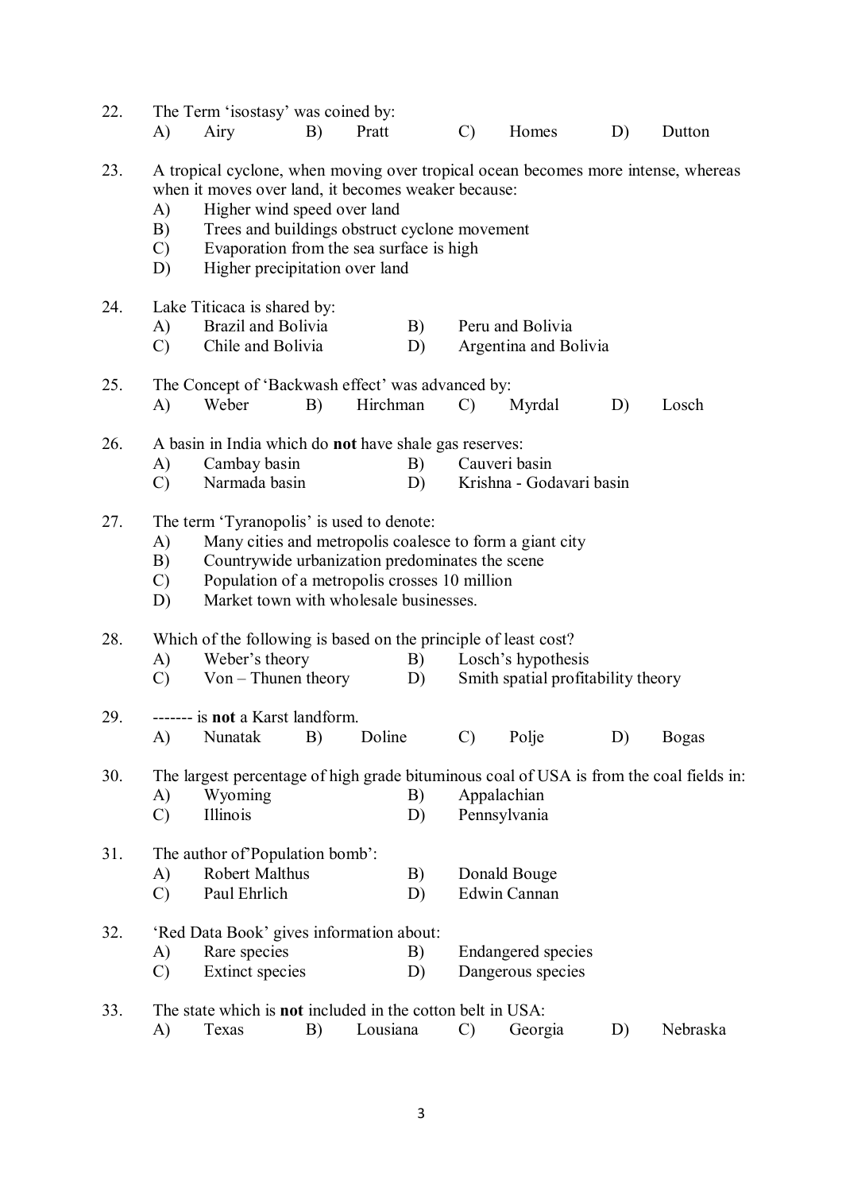22. The Term 'isostasy' was coined by:
    A) Airy  B) Pratt  C) Homes  D) Dutton

23. A tropical cyclone, when moving over tropical ocean becomes more intense, whereas when it moves over land, it becomes weaker because:
    A) Higher wind speed over land
    B) Trees and buildings obstruct cyclone movement
    C) Evaporation from the sea surface is high
    D) Higher precipitation over land

24. Lake Titicaca is shared by:
    A) Brazil and Bolivia  B) Peru and Bolivia
    C) Chile and Bolivia  D) Argentina and Bolivia

25. The Concept of 'Backwash effect' was advanced by:
    A) Weber  B) Hirchman  C) Myrdal  D) Losch

26. A basin in India which do **not** have shale gas reserves:
    A) Cambay basin  B) Cauveri basin
    C) Narmada basin  D) Krishna - Godavari basin

27. The term 'Tyranopolis' is used to denote:
    A) Many cities and metropolis coalesce to form a giant city
    B) Countrywide urbanization predominates the scene
    C) Population of a metropolis crosses 10 million
    D) Market town with wholesale businesses.

28. Which of the following is based on the principle of least cost?
    A) Weber's theory  B) Losch's hypothesis
    C) Von – Thunen theory  D) Smith spatial profitability theory

29. ------- is **not** a Karst landform.
    A) Nunatak  B) Doline  C) Polje  D) Bogas

30. The largest percentage of high grade bituminous coal of USA is from the coal fields in:
    A) Wyoming  B) Appalachian
    C) Illinois  D) Pennsylvania

31. The author of'Population bomb':
    A) Robert Malthus  B) Donald Bouge
    C) Paul Ehrlich  D) Edwin Cannan

32. 'Red Data Book' gives information about:
    A) Rare species  B) Endangered species
    C) Extinct species  D) Dangerous species

33. The state which is **not** included in the cotton belt in USA:
    A) Texas  B) Lousiana  C) Georgia  D) Nebraska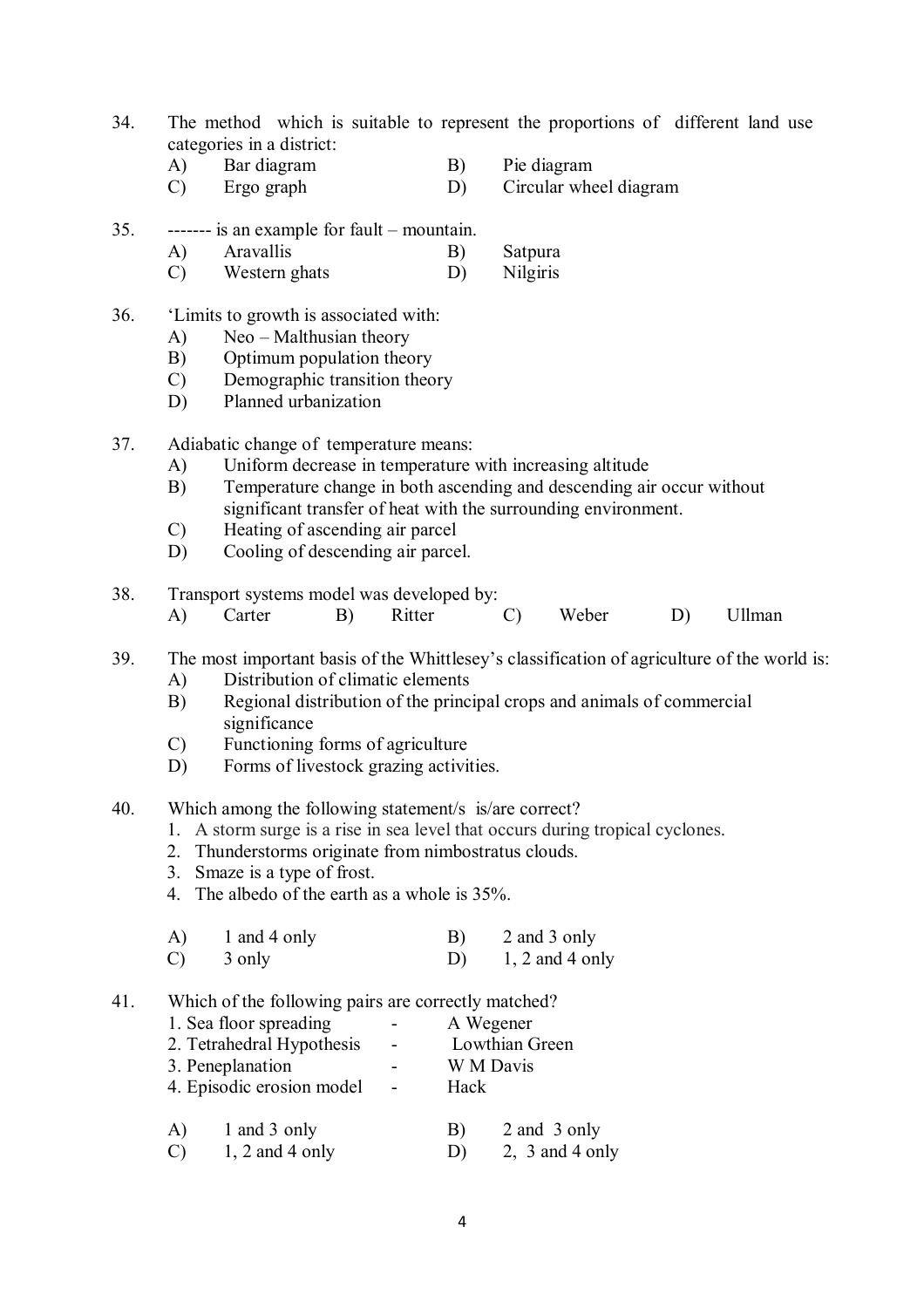34. The method which is suitable to represent the proportions of different land use categories in a district:

A) Bar diagram B) Pie diagram
C) Ergo graph D) Circular wheel diagram

35. ------- is an example for fault – mountain.

A) Aravallis B) Satpura
C) Western ghats D) Nilgiris

36. 'Limits to growth is associated with:

A) Neo – Malthusian theory
B) Optimum population theory
C) Demographic transition theory
D) Planned urbanization

37. Adiabatic change of temperature means:

A) Uniform decrease in temperature with increasing altitude
B) Temperature change in both ascending and descending air occur without significant transfer of heat with the surrounding environment.
C) Heating of ascending air parcel
D) Cooling of descending air parcel.

38. Transport systems model was developed by:

A) Carter B) Ritter C) Weber D) Ullman

39. The most important basis of the Whittlesey's classification of agriculture of the world is:

A) Distribution of climatic elements
B) Regional distribution of the principal crops and animals of commercial significance
C) Functioning forms of agriculture
D) Forms of livestock grazing activities.

40. Which among the following statement/s is/are correct?

1. A storm surge is a rise in sea level that occurs during tropical cyclones.
2. Thunderstorms originate from nimbostratus clouds.
3. Smaze is a type of frost.
4. The albedo of the earth as a whole is 35%.

A) 1 and 4 only B) 2 and 3 only
C) 3 only D) 1, 2 and 4 only

41. Which of the following pairs are correctly matched?

1. Sea floor spreading - A Wegener
2. Tetrahedral Hypothesis - Lowthian Green
3. Peneplanation - W M Davis
4. Episodic erosion model - Hack

A) 1 and 3 only B) 2 and 3 only
C) 1, 2 and 4 only D) 2, 3 and 4 only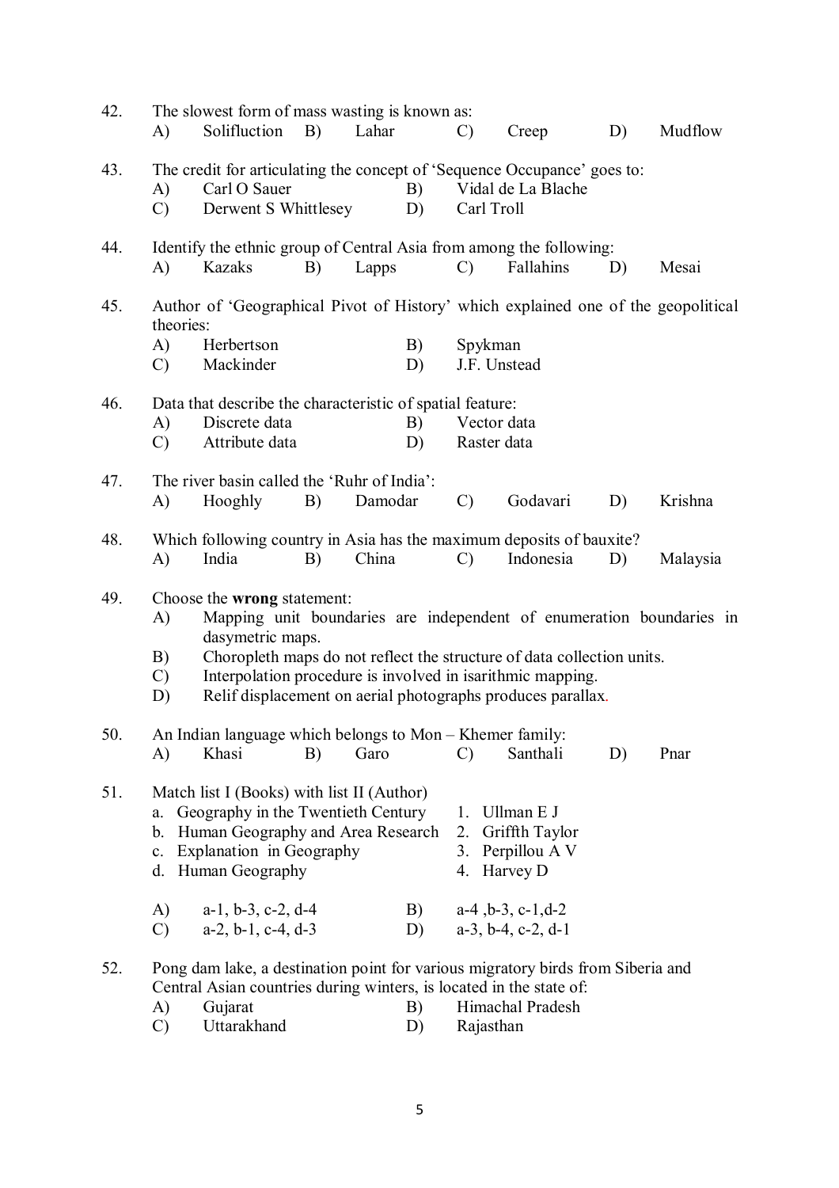42. The slowest form of mass wasting is known as:
   A) Solifluction B) Lahar C) Creep D) Mudflow

43. The credit for articulating the concept of 'Sequence Occupance' goes to:
   A) Carl O Sauer
   B) Vidal de La Blache
   C) Derwent S Whittlesey
   D) Carl Troll

44. Identify the ethnic group of Central Asia from among the following:
   A) Kazaks B) Lapps C) Fallahins D) Mesai

45. Author of 'Geographical Pivot of History' which explained one of the geopolitical theories:
   A) Herbertson
   B) Spykman
   C) Mackinder
   D) J.F. Unstead

46. Data that describe the characteristic of spatial feature:
   A) Discrete data
   B) Vector data
   C) Attribute data
   D) Raster data

47. The river basin called the 'Ruhr of India':
   A) Hooghly B) Damodar C) Godavari D) Krishna

48. Which following country in Asia has the maximum deposits of bauxite?
   A) India B) China C) Indonesia D) Malaysia

49. Choose the **wrong** statement:
   A) Mapping unit boundaries are independent of enumeration boundaries in dasymetric maps.
   B) Choropleth maps do not reflect the structure of data collection units.
   C) Interpolation procedure is involved in isarithmic mapping.
   D) Relif displacement on aerial photographs produces parallax.

50. An Indian language which belongs to Mon – Khemer family:
   A) Khasi B) Garo C) Santhali D) Pnar

51. Match list I (Books) with list II (Author)

| List I (Books) | List II (Author) |
|---|---|
| a. Geography in the Twentieth Century | 1. Ullman E J |
| b. Human Geography and Area Research | 2. Griffth Taylor |
| c. Explanation in Geography | 3. Perpillou A V |
| d. Human Geography | 4. Harvey D |

   A) a-1, b-3, c-2, d-4
   B) a-4 ,b-3, c-1,d-2
   C) a-2, b-1, c-4, d-3
   D) a-3, b-4, c-2, d-1

52. Pong dam lake, a destination point for various migratory birds from Siberia and Central Asian countries during winters, is located in the state of:
   A) Gujarat
   B) Himachal Pradesh
   C) Uttarakhand
   D) Rajasthan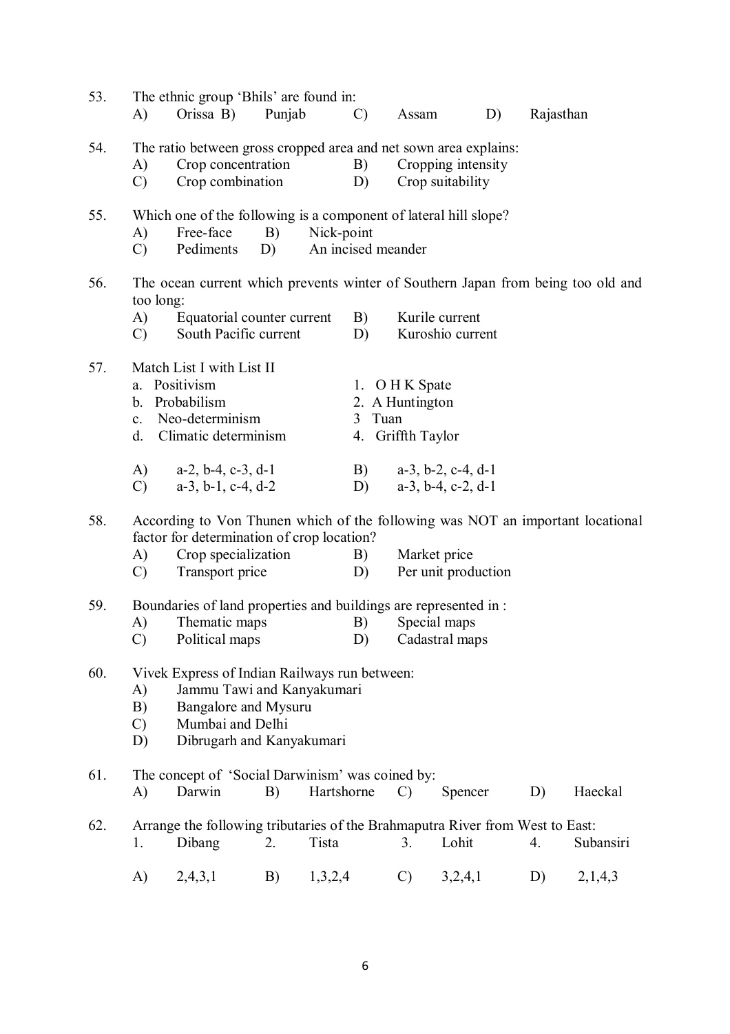53. The ethnic group 'Bhils' are found in:
A) Orissa B) Punjab C) Assam D) Rajasthan

54. The ratio between gross cropped area and net sown area explains:
A) Crop concentration
B) Cropping intensity
C) Crop combination
D) Crop suitability

55. Which one of the following is a component of lateral hill slope?
A) Free-face
B) Nick-point
C) Pediments
D) An incised meander

56. The ocean current which prevents winter of Southern Japan from being too old and too long:
A) Equatorial counter current
B) Kurile current
C) South Pacific current
D) Kuroshio current

57. Match List I with List II

a. Positivism
b. Probabilism
c. Neo-determinism
d. Climatic determinism

1. O H K Spate
2. A Huntington
3 Tuan
4. Griffth Taylor

A) a-2, b-4, c-3, d-1
B) a-3, b-2, c-4, d-1
C) a-3, b-1, c-4, d-2
D) a-3, b-4, c-2, d-1

58. According to Von Thunen which of the following was NOT an important locational factor for determination of crop location?
A) Crop specialization
B) Market price
C) Transport price
D) Per unit production

59. Boundaries of land properties and buildings are represented in :
A) Thematic maps
B) Special maps
C) Political maps
D) Cadastral maps

60. Vivek Express of Indian Railways run between:
A) Jammu Tawi and Kanyakumari
B) Bangalore and Mysuru
C) Mumbai and Delhi
D) Dibrugarh and Kanyakumari

61. The concept of 'Social Darwinism' was coined by:
A) Darwin B) Hartshorne C) Spencer D) Haeckal

62. Arrange the following tributaries of the Brahmaputra River from West to East:
1. Dibang 2. Tista 3. Lohit 4. Subansiri

A) 2,4,3,1 B) 1,3,2,4 C) 3,2,4,1 D) 2,1,4,3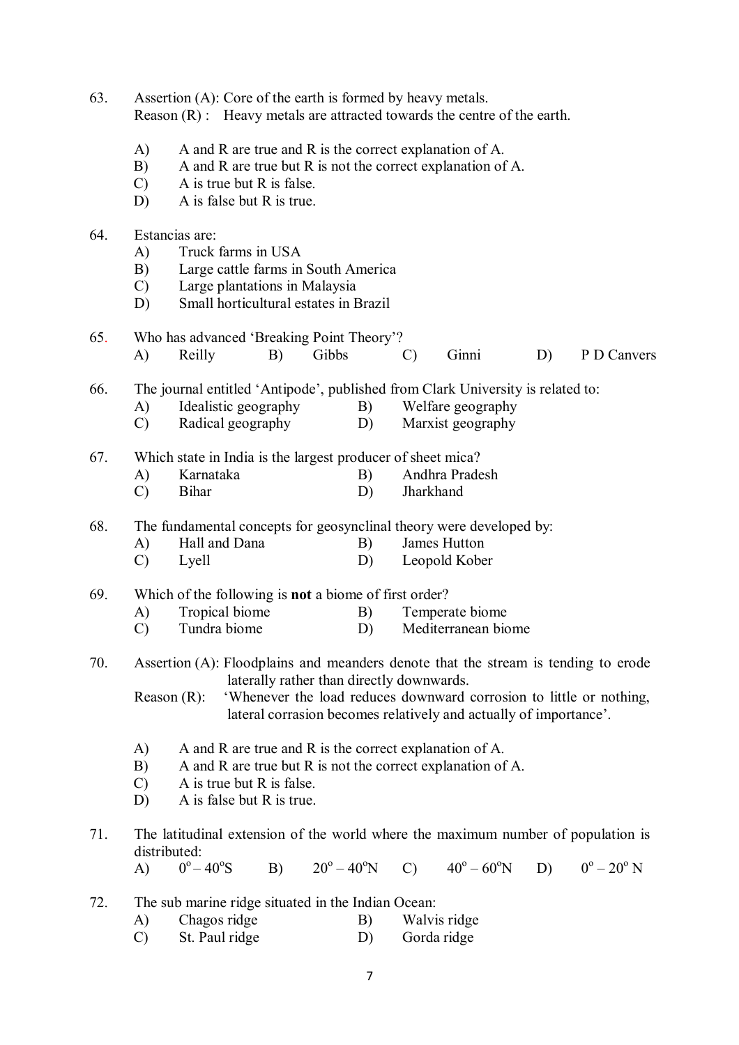63. Assertion (A): Core of the earth is formed by heavy metals.
    Reason (R) : Heavy metals are attracted towards the centre of the earth.

    A) A and R are true and R is the correct explanation of A.
    B) A and R are true but R is not the correct explanation of A.
    C) A is true but R is false.
    D) A is false but R is true.

64. Estancias are:
    A) Truck farms in USA
    B) Large cattle farms in South America
    C) Large plantations in Malaysia
    D) Small horticultural estates in Brazil

65. Who has advanced 'Breaking Point Theory'?
    A) Reilly B) Gibbs C) Ginni D) P D Canvers

66. The journal entitled 'Antipode', published from Clark University is related to:
    A) Idealistic geography B) Welfare geography
    C) Radical geography D) Marxist geography

67. Which state in India is the largest producer of sheet mica?
    A) Karnataka B) Andhra Pradesh
    C) Bihar D) Jharkhand

68. The fundamental concepts for geosynclinal theory were developed by:
    A) Hall and Dana B) James Hutton
    C) Lyell D) Leopold Kober

69. Which of the following is **not** a biome of first order?
    A) Tropical biome B) Temperate biome
    C) Tundra biome D) Mediterranean biome

70. Assertion (A): Floodplains and meanders denote that the stream is tending to erode laterally rather than directly downwards.
    Reason (R): 'Whenever the load reduces downward corrosion to little or nothing, lateral corrasion becomes relatively and actually of importance'.

    A) A and R are true and R is the correct explanation of A.
    B) A and R are true but R is not the correct explanation of A.
    C) A is true but R is false.
    D) A is false but R is true.

71. The latitudinal extension of the world where the maximum number of population is distributed:
    A) $0^o – 40^oS$ B) $20^o – 40^oN$ C) $40^o – 60^oN$ D) $0^o – 20^o N$

72. The sub marine ridge situated in the Indian Ocean:
    A) Chagos ridge B) Walvis ridge
    C) St. Paul ridge D) Gorda ridge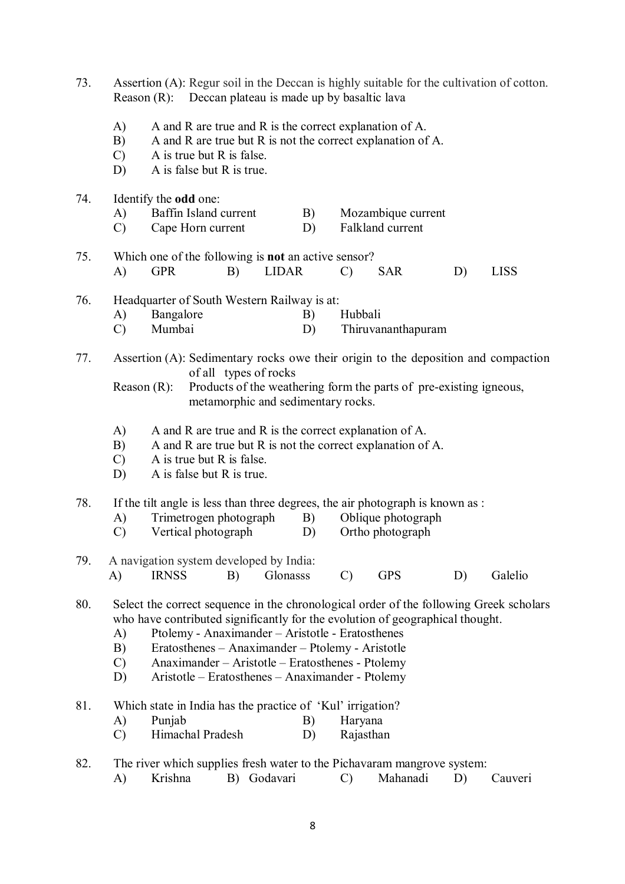73. Assertion (A): Regur soil in the Deccan is highly suitable for the cultivation of cotton.
Reason (R): Deccan plateau is made up by basaltic lava

A) A and R are true and R is the correct explanation of A.
B) A and R are true but R is not the correct explanation of A.
C) A is true but R is false.
D) A is false but R is true.

74. Identify the **odd** one:
A) Baffin Island current B) Mozambique current
C) Cape Horn current D) Falkland current

75. Which one of the following is **not** an active sensor?
A) GPR B) LIDAR C) SAR D) LISS

76. Headquarter of South Western Railway is at:
A) Bangalore B) Hubbali
C) Mumbai D) Thiruvananthapuram

77. Assertion (A): Sedimentary rocks owe their origin to the deposition and compaction of all types of rocks
Reason (R): Products of the weathering form the parts of pre-existing igneous, metamorphic and sedimentary rocks.

A) A and R are true and R is the correct explanation of A.
B) A and R are true but R is not the correct explanation of A.
C) A is true but R is false.
D) A is false but R is true.

78. If the tilt angle is less than three degrees, the air photograph is known as :
A) Trimetrogen photograph B) Oblique photograph
C) Vertical photograph D) Ortho photograph

79. A navigation system developed by India:
A) IRNSS B) Glonasss C) GPS D) Galelio

80. Select the correct sequence in the chronological order of the following Greek scholars who have contributed significantly for the evolution of geographical thought.
A) Ptolemy - Anaximander – Aristotle - Eratosthenes
B) Eratosthenes – Anaximander – Ptolemy - Aristotle
C) Anaximander – Aristotle – Eratosthenes - Ptolemy
D) Aristotle – Eratosthenes – Anaximander - Ptolemy

81. Which state in India has the practice of 'Kul' irrigation?
A) Punjab B) Haryana
C) Himachal Pradesh D) Rajasthan

82. The river which supplies fresh water to the Pichavaram mangrove system:
A) Krishna B) Godavari C) Mahanadi D) Cauveri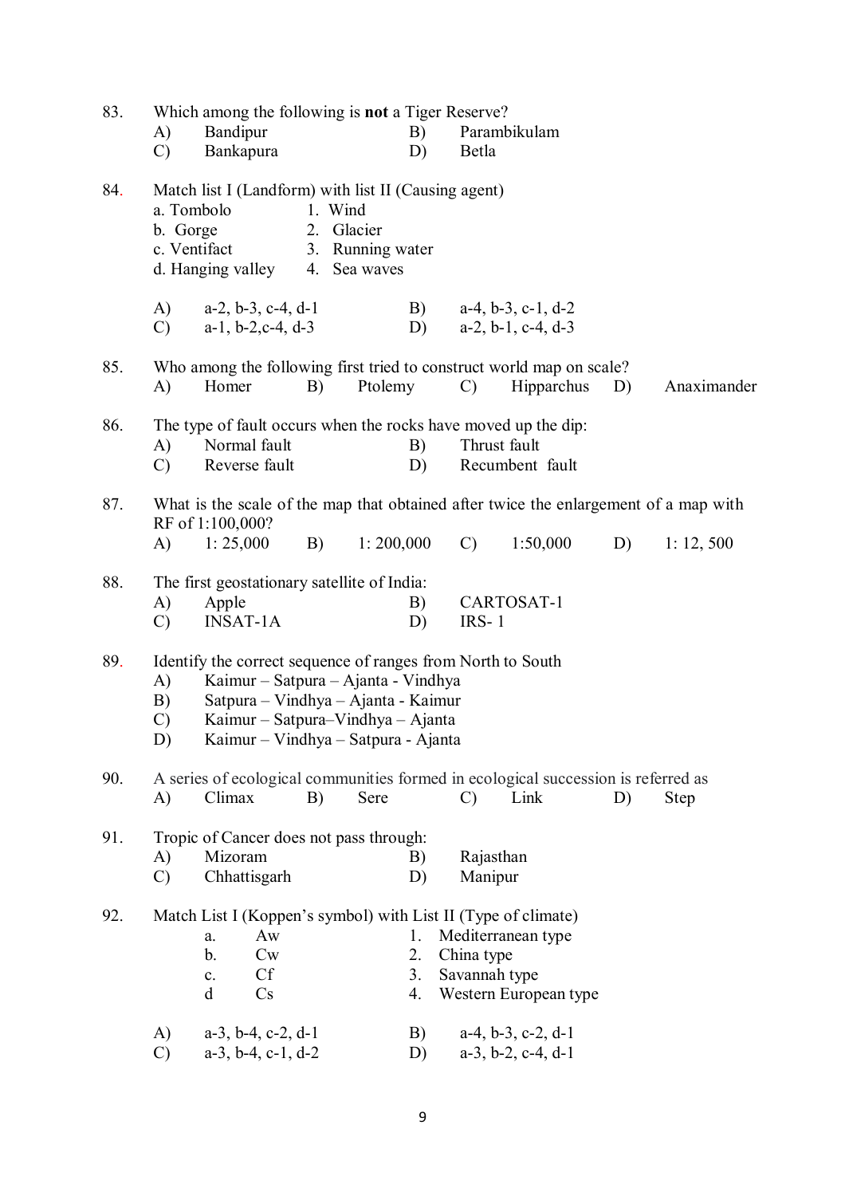83. Which among the following is **not** a Tiger Reserve?

A) Bandipur B) Parambikulam
C) Bankapura D) Betla

84. Match list I (Landform) with list II (Causing agent)

a. Tombolo 1. Wind
b. Gorge 2. Glacier
c. Ventifact 3. Running water
d. Hanging valley 4. Sea waves

A) a-2, b-3, c-4, d-1 B) a-4, b-3, c-1, d-2
C) a-1, b-2,c-4, d-3 D) a-2, b-1, c-4, d-3

85. Who among the following first tried to construct world map on scale?

A) Homer B) Ptolemy C) Hipparchus D) Anaximander

86. The type of fault occurs when the rocks have moved up the dip:

A) Normal fault B) Thrust fault
C) Reverse fault D) Recumbent fault

87. What is the scale of the map that obtained after twice the enlargement of a map with RF of 1:100,000?

A) 1: 25,000 B) 1: 200,000 C) 1:50,000 D) 1: 12, 500

88. The first geostationary satellite of India:

A) Apple B) CARTOSAT-1
C) INSAT-1A D) IRS- 1

89. Identify the correct sequence of ranges from North to South

A) Kaimur – Satpura – Ajanta - Vindhya
B) Satpura – Vindhya – Ajanta - Kaimur
C) Kaimur – Satpura–Vindhya – Ajanta
D) Kaimur – Vindhya – Satpura - Ajanta

90. A series of ecological communities formed in ecological succession is referred as

A) Climax B) Sere C) Link D) Step

91. Tropic of Cancer does not pass through:

A) Mizoram B) Rajasthan
C) Chhattisgarh D) Manipur

92. Match List I (Koppen's symbol) with List II (Type of climate)

a. Aw 1. Mediterranean type
b. Cw 2. China type
c. Cf 3. Savannah type
d Cs 4. Western European type

A) a-3, b-4, c-2, d-1 B) a-4, b-3, c-2, d-1
C) a-3, b-4, c-1, d-2 D) a-3, b-2, c-4, d-1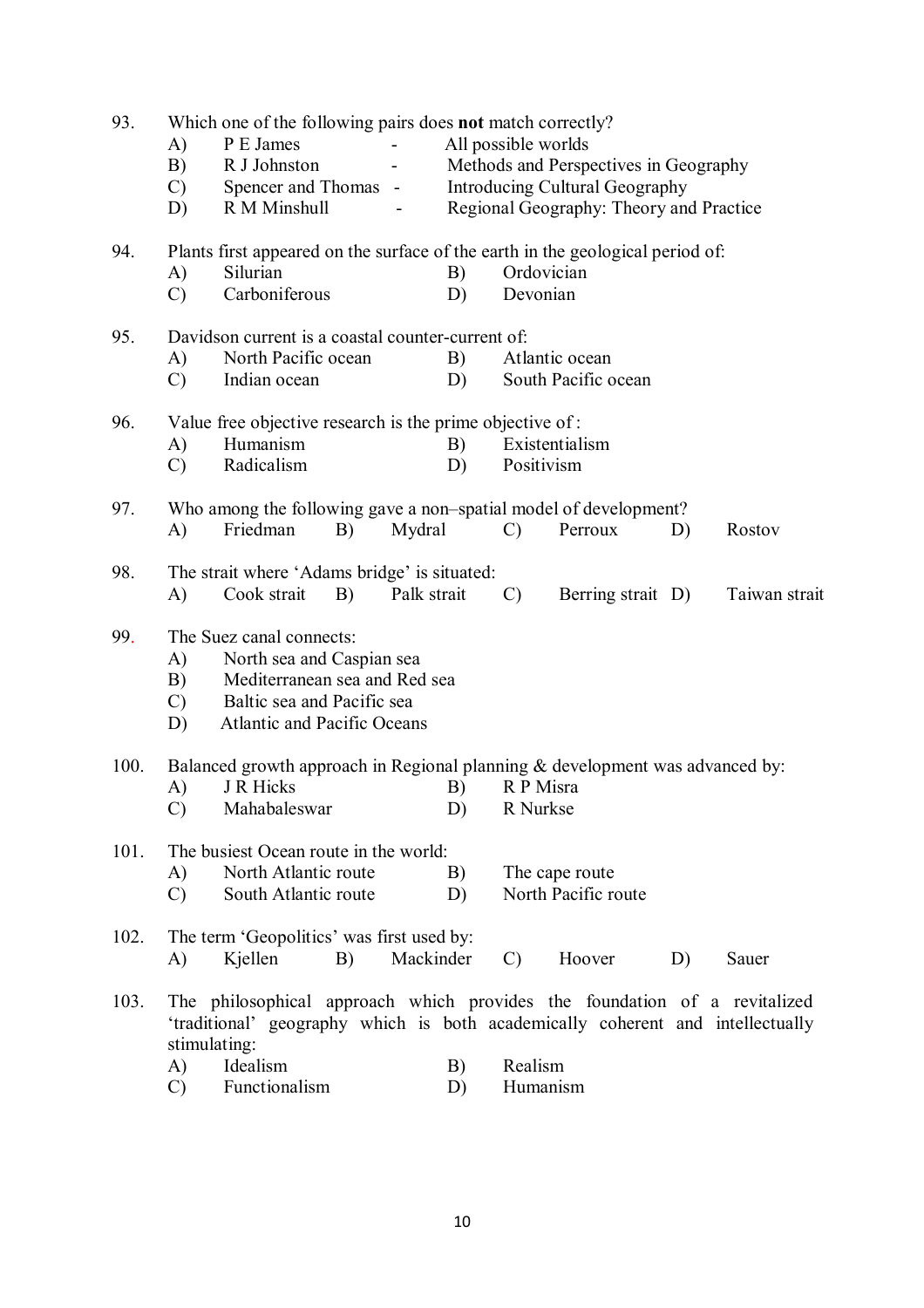93. Which one of the following pairs does **not** match correctly?
   A) P E James - All possible worlds
   B) R J Johnston - Methods and Perspectives in Geography
   C) Spencer and Thomas - Introducing Cultural Geography
   D) R M Minshull - Regional Geography: Theory and Practice

94. Plants first appeared on the surface of the earth in the geological period of:
   A) Silurian
   B) Ordovician
   C) Carboniferous
   D) Devonian

95. Davidson current is a coastal counter-current of:
   A) North Pacific ocean
   B) Atlantic ocean
   C) Indian ocean
   D) South Pacific ocean

96. Value free objective research is the prime objective of :
   A) Humanism
   B) Existentialism
   C) Radicalism
   D) Positivism

97. Who among the following gave a non–spatial model of development?
   A) Friedman
   B) Mydral
   C) Perroux
   D) Rostov

98. The strait where 'Adams bridge' is situated:
   A) Cook strait
   B) Palk strait
   C) Berring strait
   D) Taiwan strait

99. The Suez canal connects:
   A) North sea and Caspian sea
   B) Mediterranean sea and Red sea
   C) Baltic sea and Pacific sea
   D) Atlantic and Pacific Oceans

100. Balanced growth approach in Regional planning & development was advanced by:
   A) J R Hicks
   B) R P Misra
   C) Mahabaleswar
   D) R Nurkse

101. The busiest Ocean route in the world:
   A) North Atlantic route
   B) The cape route
   C) South Atlantic route
   D) North Pacific route

102. The term 'Geopolitics' was first used by:
   A) Kjellen
   B) Mackinder
   C) Hoover
   D) Sauer

103. The philosophical approach which provides the foundation of a revitalized 'traditional' geography which is both academically coherent and intellectually stimulating:
   A) Idealism
   B) Realism
   C) Functionalism
   D) Humanism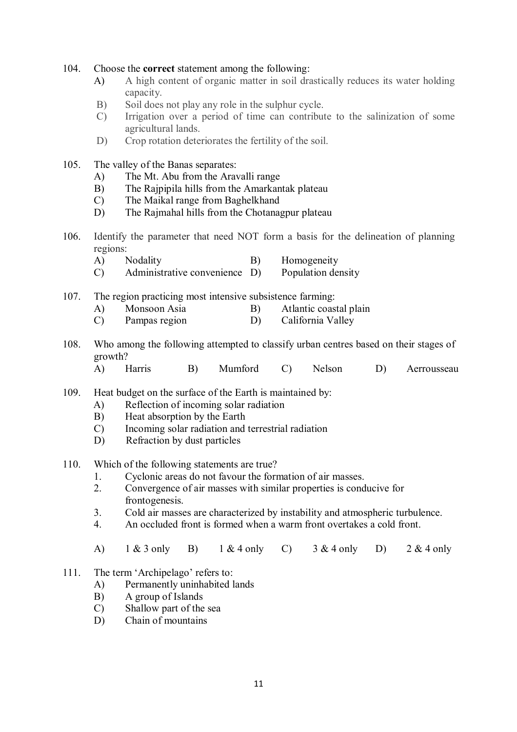104. Choose the **correct** statement among the following:
   A) A high content of organic matter in soil drastically reduces its water holding capacity.
   B) Soil does not play any role in the sulphur cycle.
   C) Irrigation over a period of time can contribute to the salinization of some agricultural lands.
   D) Crop rotation deteriorates the fertility of the soil.

105. The valley of the Banas separates:
   A) The Mt. Abu from the Aravalli range
   B) The Rajpipila hills from the Amarkantak plateau
   C) The Maikal range from Baghelkhand
   D) The Rajmahal hills from the Chotanagpur plateau

106. Identify the parameter that need NOT form a basis for the delineation of planning regions:
   A) Nodality
   B) Homogeneity
   C) Administrative convenience
   D) Population density

107. The region practicing most intensive subsistence farming:
   A) Monsoon Asia
   B) Atlantic coastal plain
   C) Pampas region
   D) California Valley

108. Who among the following attempted to classify urban centres based on their stages of growth?
   A) Harris
   B) Mumford
   C) Nelson
   D) Aerrousseau

109. Heat budget on the surface of the Earth is maintained by:
   A) Reflection of incoming solar radiation
   B) Heat absorption by the Earth
   C) Incoming solar radiation and terrestrial radiation
   D) Refraction by dust particles

110. Which of the following statements are true?
   1. Cyclonic areas do not favour the formation of air masses.
   2. Convergence of air masses with similar properties is conducive for frontogenesis.
   3. Cold air masses are characterized by instability and atmospheric turbulence.
   4. An occluded front is formed when a warm front overtakes a cold front.

   A) 1 & 3 only
   B) 1 & 4 only
   C) 3 & 4 only
   D) 2 & 4 only

111. The term 'Archipelago' refers to:
   A) Permanently uninhabited lands
   B) A group of Islands
   C) Shallow part of the sea
   D) Chain of mountains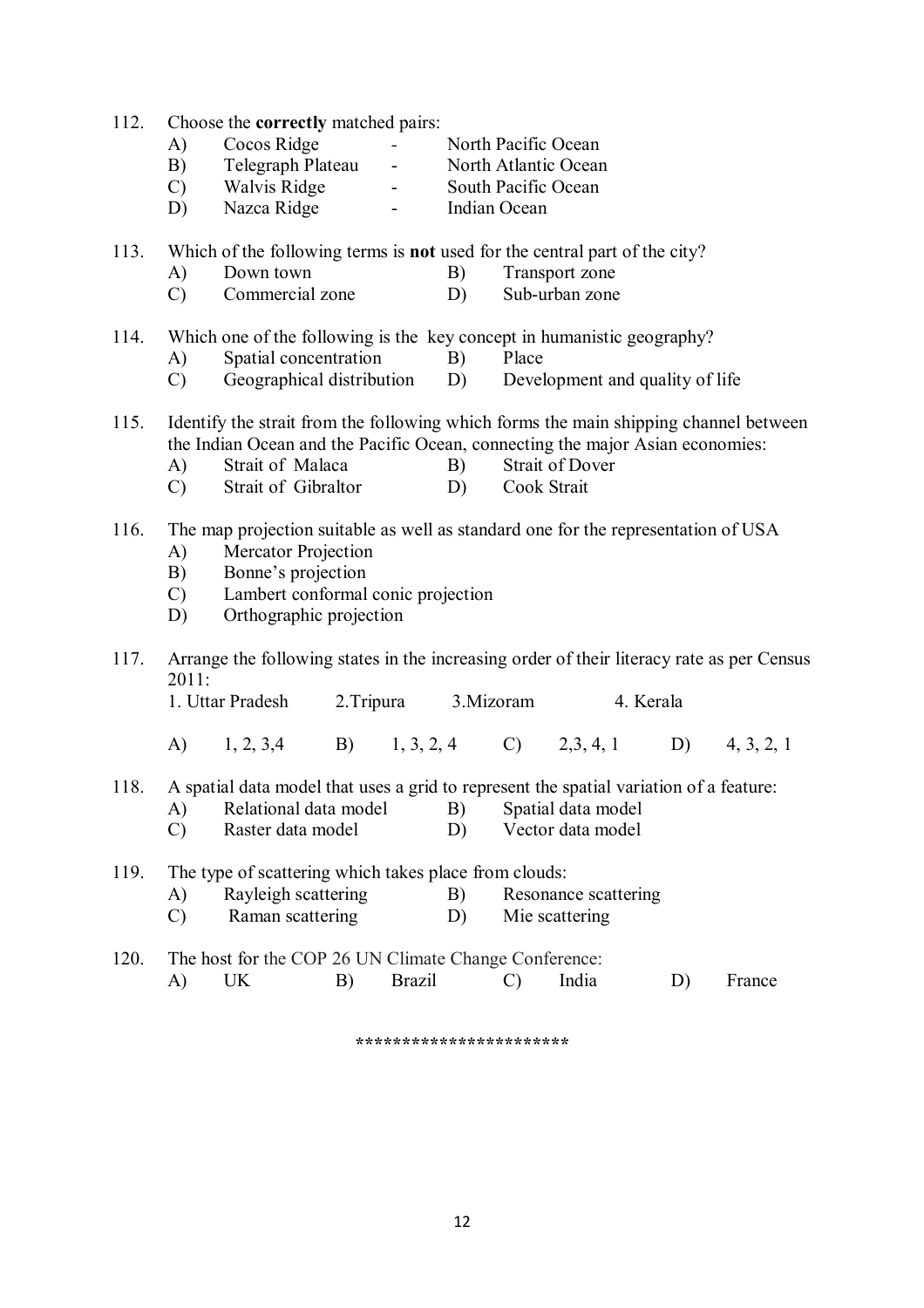112. Choose the **correctly** matched pairs:

   A) Cocos Ridge - North Pacific Ocean
   B) Telegraph Plateau - North Atlantic Ocean
   C) Walvis Ridge - South Pacific Ocean
   D) Nazca Ridge - Indian Ocean

113. Which of the following terms is **not** used for the central part of the city?

   A) Down town
   B) Transport zone
   C) Commercial zone
   D) Sub-urban zone

114. Which one of the following is the key concept in humanistic geography?

   A) Spatial concentration
   B) Place
   C) Geographical distribution
   D) Development and quality of life

115. Identify the strait from the following which forms the main shipping channel between the Indian Ocean and the Pacific Ocean, connecting the major Asian economies:

   A) Strait of Malaca
   B) Strait of Dover
   C) Strait of Gibraltor
   D) Cook Strait

116. The map projection suitable as well as standard one for the representation of USA

   A) Mercator Projection
   B) Bonne's projection
   C) Lambert conformal conic projection
   D) Orthographic projection

117. Arrange the following states in the increasing order of their literacy rate as per Census 2011:

   1. Uttar Pradesh 2. Tripura 3. Mizoram 4. Kerala

   A) 1, 2, 3,4
   B) 1, 3, 2, 4
   C) 2,3, 4, 1
   D) 4, 3, 2, 1

118. A spatial data model that uses a grid to represent the spatial variation of a feature:

   A) Relational data model
   B) Spatial data model
   C) Raster data model
   D) Vector data model

119. The type of scattering which takes place from clouds:

   A) Rayleigh scattering
   B) Resonance scattering
   C) Raman scattering
   D) Mie scattering

120. The host for the COP 26 UN Climate Change Conference:

   A) UK
   B) Brazil
   C) India
   D) France

**********************